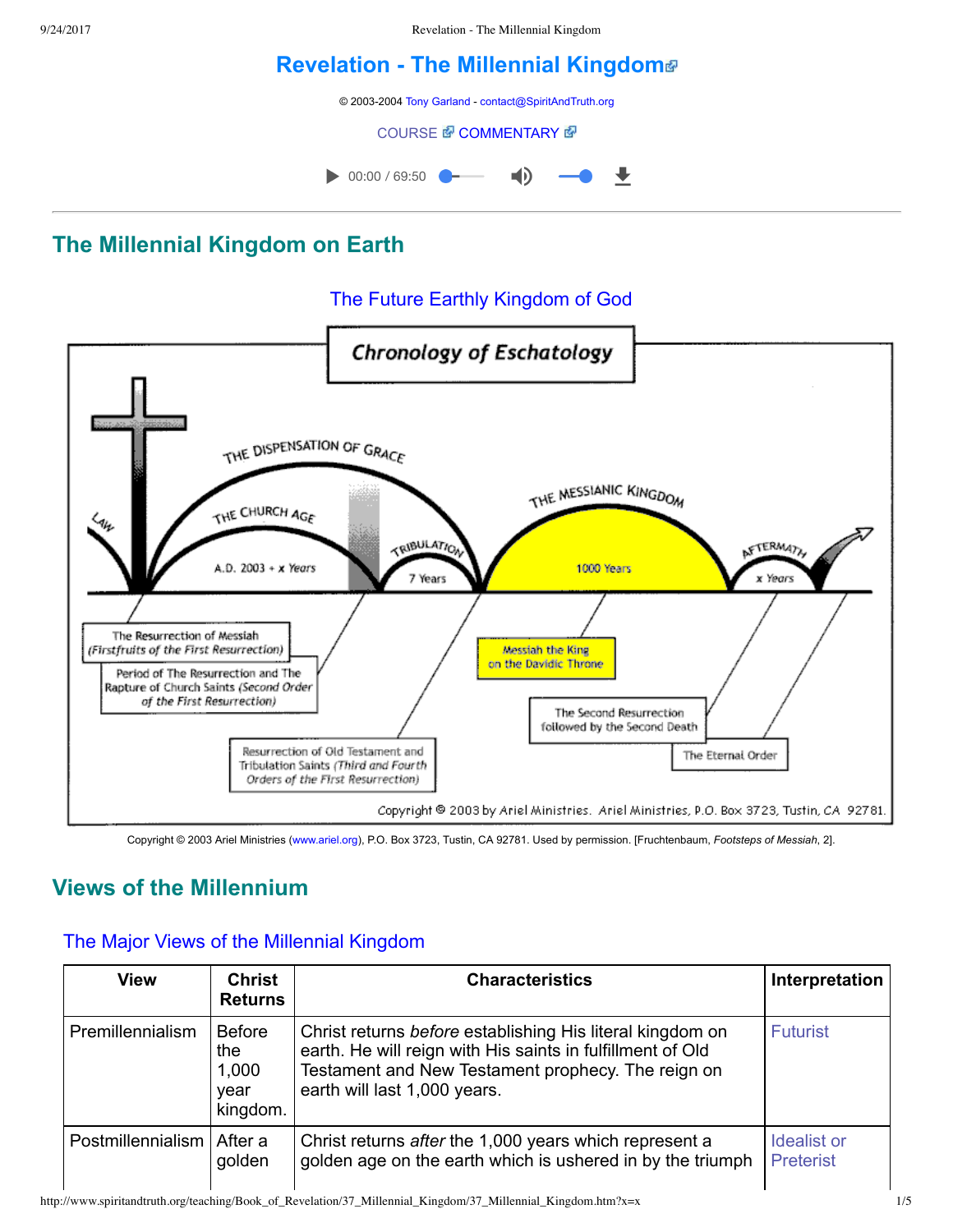# Revelation - The Millennial Kingdom

© 2003-2004 Tony Garland - contact@SpiritAndTruth.org

COURSE COMMENTARY

00:00 / 69:50

## The Millennial Kingdom on Earth

### The Future Earthly Kingdom of God

Chronology of Eschatology

LAW — THE DISPENSATION OF GRACE — THE CHURCH AGE — A.D. 2003 + x Years — TRIBULATION — 7 Years — THE MESSIANIC KINGDOM — 1000 Years — AFTERMATH — x Years

The Resurrection of Messiah (Firstfruits of the First Resurrection)

Period of The Resurrection and The Rapture of Church Saints (Second Order of the First Resurrection)

Resurrection of Old Testament and Tribulation Saints (Third and Fourth Orders of the First Resurrection)

Messiah the King on the Davidic Throne

The Second Resurrection followed by the Second Death

The Eternal Order

Copyright © 2003 by Ariel Ministries. Ariel Ministries, P.O. Box 3723, Tustin, CA 92781.

Copyright © 2003 Ariel Ministries (www.ariel.org), P.O. Box 3723, Tustin, CA 92781. Used by permission. [Fruchtenbaum, *Footsteps of Messiah*, 2].

## Views of the Millennium

### The Major Views of the Millennial Kingdom

| View | Christ Returns | Characteristics | Interpretation |
|---|---|---|---|
| Premillennialism | Before the 1,000 year kingdom. | Christ returns *before* establishing His literal kingdom on earth. He will reign with His saints in fulfillment of Old Testament and New Testament prophecy. The reign on earth will last 1,000 years. | Futurist |
| Postmillennialism | After a golden | Christ returns *after* the 1,000 years which represent a golden age on the earth which is ushered in by the triumph | Idealist or Preterist |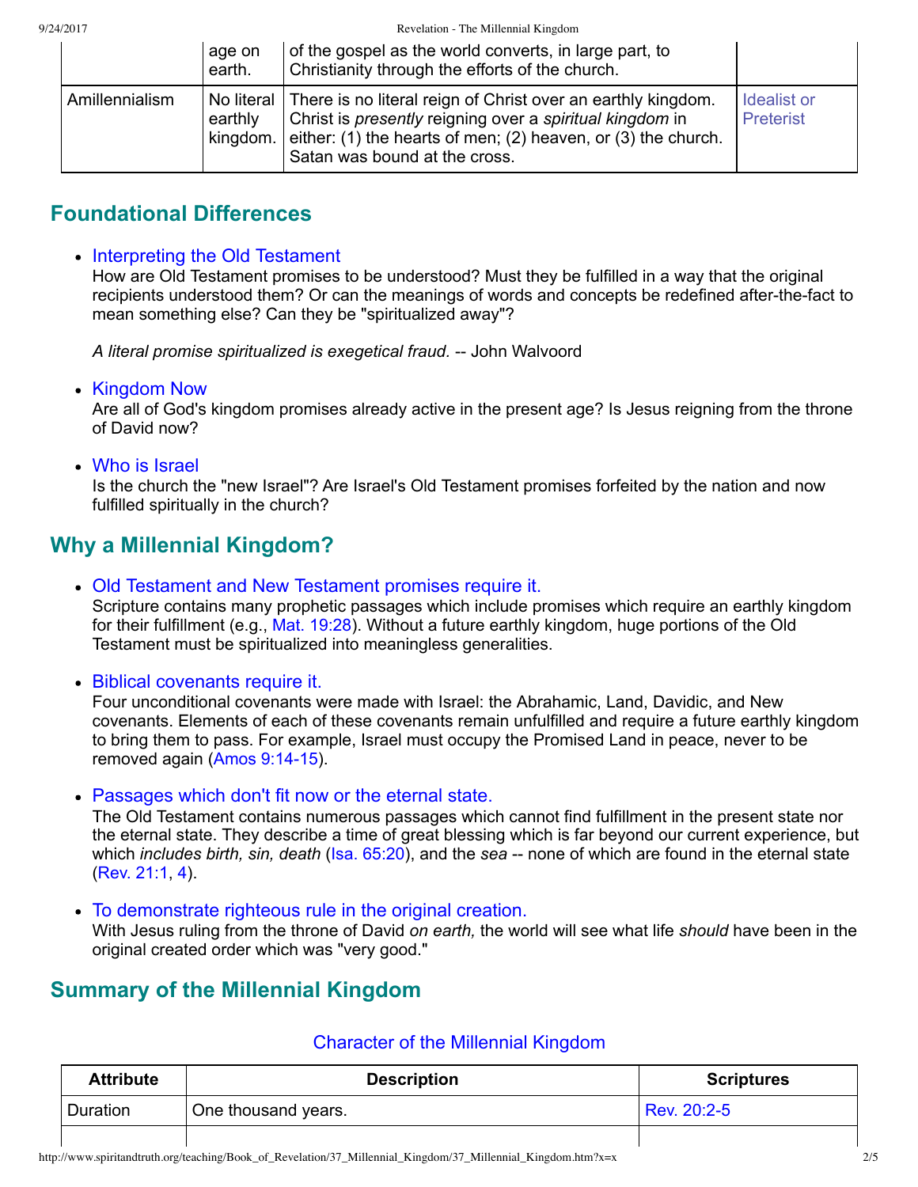|  | age on earth. | of the gospel as the world converts, in large part, to Christianity through the efforts of the church. |  |
| --- | --- | --- | --- |
| Amillennialism | No literal earthly kingdom. | There is no literal reign of Christ over an earthly kingdom. Christ is *presently* reigning over a *spiritual kingdom* in either: (1) the hearts of men; (2) heaven, or (3) the church. Satan was bound at the cross. | Idealist or Preterist |

## Foundational Differences

- Interpreting the Old Testament
  How are Old Testament promises to be understood? Must they be fulfilled in a way that the original recipients understood them? Or can the meanings of words and concepts be redefined after-the-fact to mean something else? Can they be "spiritualized away"?

  *A literal promise spiritualized is exegetical fraud*. -- John Walvoord

- Kingdom Now
  Are all of God's kingdom promises already active in the present age? Is Jesus reigning from the throne of David now?

- Who is Israel
  Is the church the "new Israel"? Are Israel's Old Testament promises forfeited by the nation and now fulfilled spiritually in the church?

## Why a Millennial Kingdom?

- Old Testament and New Testament promises require it.
  Scripture contains many prophetic passages which include promises which require an earthly kingdom for their fulfillment (e.g., Mat. 19:28). Without a future earthly kingdom, huge portions of the Old Testament must be spiritualized into meaningless generalities.

- Biblical covenants require it.
  Four unconditional covenants were made with Israel: the Abrahamic, Land, Davidic, and New covenants. Elements of each of these covenants remain unfulfilled and require a future earthly kingdom to bring them to pass. For example, Israel must occupy the Promised Land in peace, never to be removed again (Amos 9:14-15).

- Passages which don't fit now or the eternal state.
  The Old Testament contains numerous passages which cannot find fulfillment in the present state nor the eternal state. They describe a time of great blessing which is far beyond our current experience, but which *includes birth, sin, death* (Isa. 65:20), and the *sea* -- none of which are found in the eternal state (Rev. 21:1, 4).

- To demonstrate righteous rule in the original creation.
  With Jesus ruling from the throne of David *on earth,* the world will see what life *should* have been in the original created order which was "very good."

## Summary of the Millennial Kingdom

### Character of the Millennial Kingdom

| Attribute | Description | Scriptures |
| --- | --- | --- |
| Duration | One thousand years. | Rev. 20:2-5 |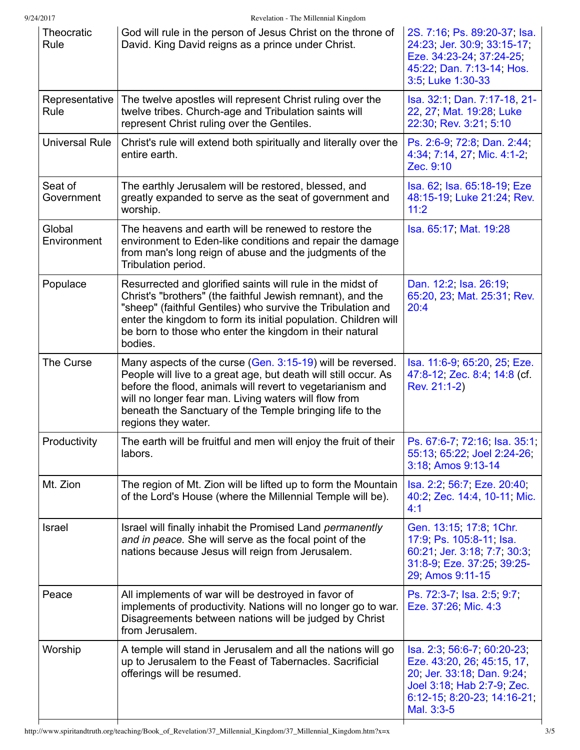| | | |
|---|---|---|
| Theocratic Rule | God will rule in the person of Jesus Christ on the throne of David. King David reigns as a prince under Christ. | 2S. 7:16; Ps. 89:20-37; Isa. 24:23; Jer. 30:9; 33:15-17; Eze. 34:23-24; 37:24-25; 45:22; Dan. 7:13-14; Hos. 3:5; Luke 1:30-33 |
| Representative Rule | The twelve apostles will represent Christ ruling over the twelve tribes. Church-age and Tribulation saints will represent Christ ruling over the Gentiles. | Isa. 32:1; Dan. 7:17-18, 21-22, 27; Mat. 19:28; Luke 22:30; Rev. 3:21; 5:10 |
| Universal Rule | Christ's rule will extend both spiritually and literally over the entire earth. | Ps. 2:6-9; 72:8; Dan. 2:44; 4:34; 7:14, 27; Mic. 4:1-2; Zec. 9:10 |
| Seat of Government | The earthly Jerusalem will be restored, blessed, and greatly expanded to serve as the seat of government and worship. | Isa. 62; Isa. 65:18-19; Eze 48:15-19; Luke 21:24; Rev. 11:2 |
| Global Environment | The heavens and earth will be renewed to restore the environment to Eden-like conditions and repair the damage from man's long reign of abuse and the judgments of the Tribulation period. | Isa. 65:17; Mat. 19:28 |
| Populace | Resurrected and glorified saints will rule in the midst of Christ's "brothers" (the faithful Jewish remnant), and the "sheep" (faithful Gentiles) who survive the Tribulation and enter the kingdom to form its initial population. Children will be born to those who enter the kingdom in their natural bodies. | Dan. 12:2; Isa. 26:19; 65:20, 23; Mat. 25:31; Rev. 20:4 |
| The Curse | Many aspects of the curse (Gen. 3:15-19) will be reversed. People will live to a great age, but death will still occur. As before the flood, animals will revert to vegetarianism and will no longer fear man. Living waters will flow from beneath the Sanctuary of the Temple bringing life to the regions they water. | Isa. 11:6-9; 65:20, 25; Eze. 47:8-12; Zec. 8:4; 14:8 (cf. Rev. 21:1-2) |
| Productivity | The earth will be fruitful and men will enjoy the fruit of their labors. | Ps. 67:6-7; 72:16; Isa. 35:1; 55:13; 65:22; Joel 2:24-26; 3:18; Amos 9:13-14 |
| Mt. Zion | The region of Mt. Zion will be lifted up to form the Mountain of the Lord's House (where the Millennial Temple will be). | Isa. 2:2; 56:7; Eze. 20:40; 40:2; Zec. 14:4, 10-11; Mic. 4:1 |
| Israel | Israel will finally inhabit the Promised Land *permanently and in peace.* She will serve as the focal point of the nations because Jesus will reign from Jerusalem. | Gen. 13:15; 17:8; 1Chr. 17:9; Ps. 105:8-11; Isa. 60:21; Jer. 3:18; 7:7; 30:3; 31:8-9; Eze. 37:25; 39:25-29; Amos 9:11-15 |
| Peace | All implements of war will be destroyed in favor of implements of productivity. Nations will no longer go to war. Disagreements between nations will be judged by Christ from Jerusalem. | Ps. 72:3-7; Isa. 2:5; 9:7; Eze. 37:26; Mic. 4:3 |
| Worship | A temple will stand in Jerusalem and all the nations will go up to Jerusalem to the Feast of Tabernacles. Sacrificial offerings will be resumed. | Isa. 2:3; 56:6-7; 60:20-23; Eze. 43:20, 26; 45:15, 17, 20; Jer. 33:18; Dan. 9:24; Joel 3:18; Hab 2:7-9; Zec. 6:12-15; 8:20-23; 14:16-21; Mal. 3:3-5 |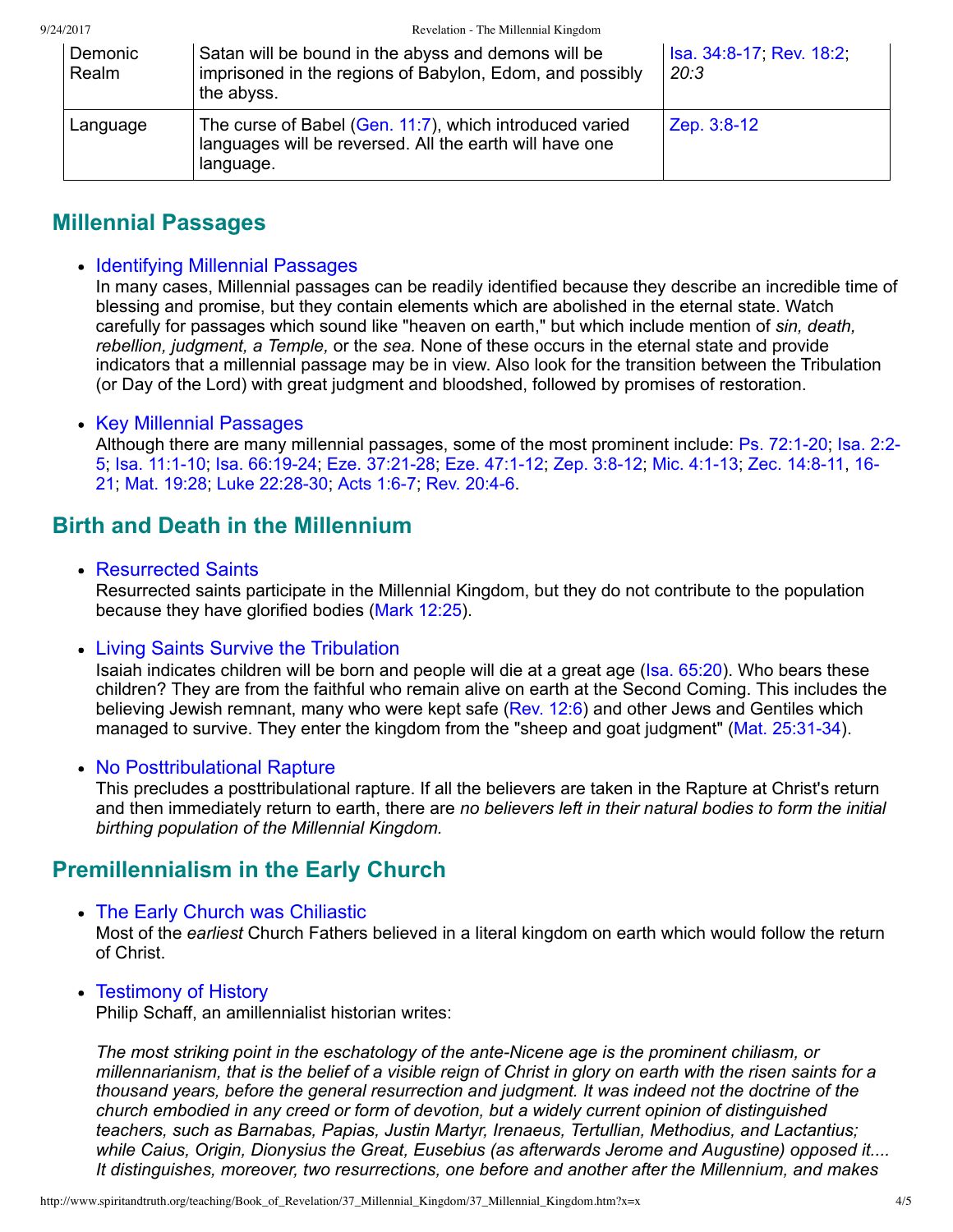| Demonic Realm | Satan will be bound in the abyss and demons will be imprisoned in the regions of Babylon, Edom, and possibly the abyss. | Isa. 34:8-17; Rev. 18:2; *20:3* |
| --- | --- | --- |
| Language | The curse of Babel (Gen. 11:7), which introduced varied languages will be reversed. All the earth will have one language. | Zep. 3:8-12 |

## Millennial Passages

- **Identifying Millennial Passages**
  In many cases, Millennial passages can be readily identified because they describe an incredible time of blessing and promise, but they contain elements which are abolished in the eternal state. Watch carefully for passages which sound like "heaven on earth," but which include mention of *sin, death, rebellion, judgment, a Temple,* or the *sea.* None of these occurs in the eternal state and provide indicators that a millennial passage may be in view. Also look for the transition between the Tribulation (or Day of the Lord) with great judgment and bloodshed, followed by promises of restoration.

- **Key Millennial Passages**
  Although there are many millennial passages, some of the most prominent include: Ps. 72:1-20; Isa. 2:2-5; Isa. 11:1-10; Isa. 66:19-24; Eze. 37:21-28; Eze. 47:1-12; Zep. 3:8-12; Mic. 4:1-13; Zec. 14:8-11, 16-21; Mat. 19:28; Luke 22:28-30; Acts 1:6-7; Rev. 20:4-6.

## Birth and Death in the Millennium

- **Resurrected Saints**
  Resurrected saints participate in the Millennial Kingdom, but they do not contribute to the population because they have glorified bodies (Mark 12:25).

- **Living Saints Survive the Tribulation**
  Isaiah indicates children will be born and people will die at a great age (Isa. 65:20). Who bears these children? They are from the faithful who remain alive on earth at the Second Coming. This includes the believing Jewish remnant, many who were kept safe (Rev. 12:6) and other Jews and Gentiles which managed to survive. They enter the kingdom from the "sheep and goat judgment" (Mat. 25:31-34).

- **No Posttribulational Rapture**
  This precludes a posttribulational rapture. If all the believers are taken in the Rapture at Christ's return and then immediately return to earth, there are *no believers left in their natural bodies to form the initial birthing population of the Millennial Kingdom.*

## Premillennialism in the Early Church

- **The Early Church was Chiliastic**
  Most of the *earliest* Church Fathers believed in a literal kingdom on earth which would follow the return of Christ.

- **Testimony of History**
  Philip Schaff, an amillennialist historian writes:

  *The most striking point in the eschatology of the ante-Nicene age is the prominent chiliasm, or millennarianism, that is the belief of a visible reign of Christ in glory on earth with the risen saints for a thousand years, before the general resurrection and judgment. It was indeed not the doctrine of the church embodied in any creed or form of devotion, but a widely current opinion of distinguished teachers, such as Barnabas, Papias, Justin Martyr, Irenaeus, Tertullian, Methodius, and Lactantius; while Caius, Origin, Dionysius the Great, Eusebius (as afterwards Jerome and Augustine) opposed it.... It distinguishes, moreover, two resurrections, one before and another after the Millennium, and makes*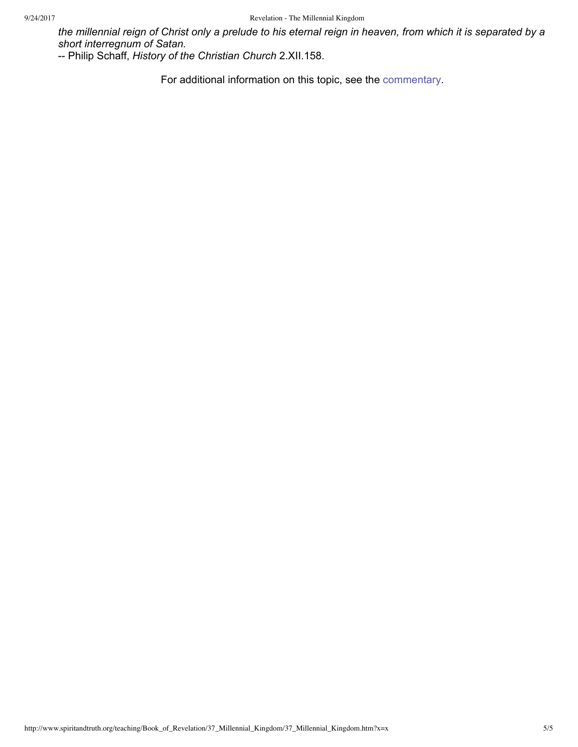*the millennial reign of Christ only a prelude to his eternal reign in heaven, from which it is separated by a short interregnum of Satan.*
-- Philip Schaff, *History of the Christian Church* 2.XII.158.

For additional information on this topic, see the commentary.